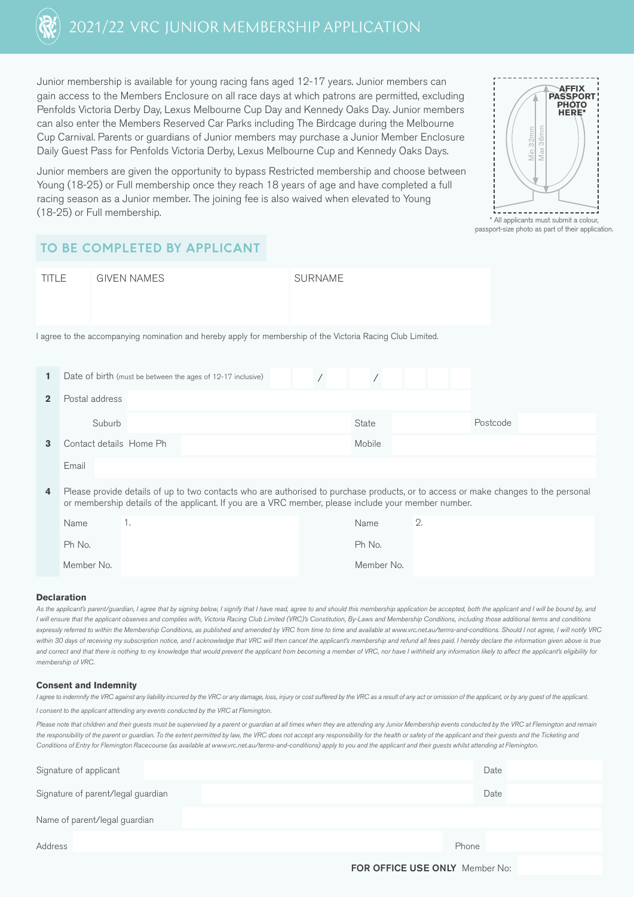# 2021/22 VRC JUNIOR MEMBERSHIP APPLICATION

Junior membership is available for young racing fans aged 12-17 years. Junior members can gain access to the Members Enclosure on all race days at which patrons are permitted, excluding Penfolds Victoria Derby Day, Lexus Melbourne Cup Day and Kennedy Oaks Day. Junior members can also enter the Members Reserved Car Parks including The Birdcage during the Melbourne Cup Carnival. Parents or guardians of Junior members may purchase a Junior Member Enclosure Daily Guest Pass for Penfolds Victoria Derby, Lexus Melbourne Cup and Kennedy Oaks Days.

Junior members are given the opportunity to bypass Restricted membership and choose between Young (18-25) or Full membership once they reach 18 years of age and have completed a full racing season as a Junior member. The joining fee is also waived when elevated to Young (18-25) or Full membership.

**AFFIX PASSPORT PHOTO HERE***

Min 32mm Max 36mm

\* All applicants must submit a colour, passport-size photo as part of their application.

## TO BE COMPLETED BY APPLICANT

| TITLE | GIVEN NAMES | SURNAME |
|---|---|---|
| | | |

I agree to the accompanying nomination and hereby apply for membership of the Victoria Racing Club Limited.

**1** Date of birth (must be between the ages of 12-17 inclusive) ____ / ____ / ________

**2** Postal address ____________________

Suburb ____________ State ________ Postcode ________

**3** Contact details Home Ph ____________ Mobile ____________

Email ____________________

**4** Please provide details of up to two contacts who are authorised to purchase products, or to access or make changes to the personal or membership details of the applicant. If you are a VRC member, please include your member number.

| | 1. | | 2. |
|---|---|---|---|
| Name | | Name | |
| Ph No. | | Ph No. | |
| Member No. | | Member No. | |

### Declaration

*As the applicant's parent/guardian, I agree that by signing below, I signify that I have read, agree to and should this membership application be accepted, both the applicant and I will be bound by, and I will ensure that the applicant observes and complies with, Victoria Racing Club Limited (VRC)'s Constitution, By-Laws and Membership Conditions, including those additional terms and conditions expressly referred to within the Membership Conditions, as published and amended by VRC from time to time and available at www.vrc.net.au/terms-and-conditions. Should I not agree, I will notify VRC within 30 days of receiving my subscription notice, and I acknowledge that VRC will then cancel the applicant's membership and refund all fees paid. I hereby declare the information given above is true and correct and that there is nothing to my knowledge that would prevent the applicant from becoming a member of VRC, nor have I withheld any information likely to affect the applicant's eligibility for membership of VRC.*

### Consent and Indemnity

*I agree to indemnify the VRC against any liability incurred by the VRC or any damage, loss, injury or cost suffered by the VRC as a result of any act or omission of the applicant, or by any guest of the applicant.*

*I consent to the applicant attending any events conducted by the VRC at Flemington.*

*Please note that children and their guests must be supervised by a parent or guardian at all times when they are attending any Junior Membership events conducted by the VRC at Flemington and remain the responsibility of the parent or guardian. To the extent permitted by law, the VRC does not accept any responsibility for the health or safety of the applicant and their guests and the Ticketing and Conditions of Entry for Flemington Racecourse (as available at www.vrc.net.au/terms-and-conditions) apply to you and the applicant and their guests whilst attending at Flemington.*

Signature of applicant ____________________ Date ________

Signature of parent/legal guardian ____________________ Date ________

Name of parent/legal guardian ____________________

Address ____________________ Phone ________

**FOR OFFICE USE ONLY** Member No: ________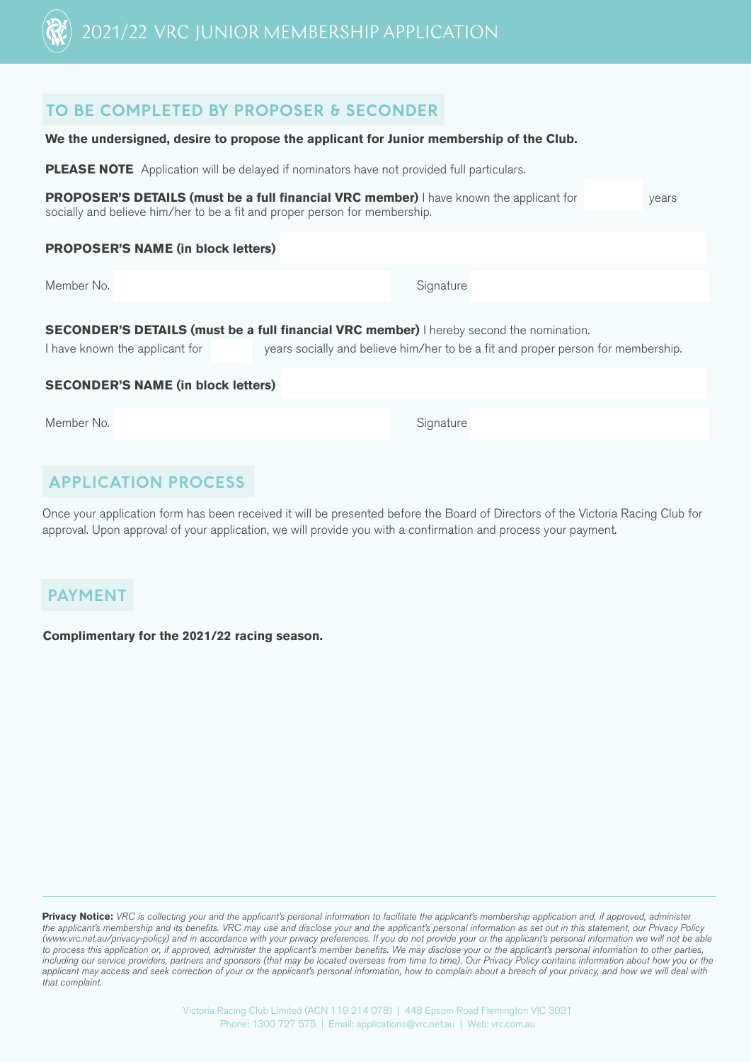# 2021/22 VRC JUNIOR MEMBERSHIP APPLICATION

## TO BE COMPLETED BY PROPOSER & SECONDER

**We the undersigned, desire to propose the applicant for Junior membership of the Club.**

**PLEASE NOTE** Application will be delayed if nominators have not provided full particulars.

**PROPOSER'S DETAILS (must be a full financial VRC member)** I have known the applicant for ______ years socially and believe him/her to be a fit and proper person for membership.

**PROPOSER'S NAME (in block letters)** ______

Member No. ______ Signature ______

**SECONDER'S DETAILS (must be a full financial VRC member)** I hereby second the nomination.

I have known the applicant for ______ years socially and believe him/her to be a fit and proper person for membership.

**SECONDER'S NAME (in block letters)** ______

Member No. ______ Signature ______

## APPLICATION PROCESS

Once your application form has been received it will be presented before the Board of Directors of the Victoria Racing Club for approval. Upon approval of your application, we will provide you with a confirmation and process your payment.

## PAYMENT

**Complimentary for the 2021/22 racing season.**

**Privacy Notice:** *VRC is collecting your and the applicant's personal information to facilitate the applicant's membership application and, if approved, administer the applicant's membership and its benefits. VRC may use and disclose your and the applicant's personal information as set out in this statement, our Privacy Policy (www.vrc.net.au/privacy-policy) and in accordance with your privacy preferences. If you do not provide your or the applicant's personal information we will not be able to process this application or, if approved, administer the applicant's member benefits. We may disclose your or the applicant's personal information to other parties, including our service providers, partners and sponsors (that may be located overseas from time to time). Our Privacy Policy contains information about how you or the applicant may access and seek correction of your or the applicant's personal information, how to complain about a breach of your privacy, and how we will deal with that complaint.*

Victoria Racing Club Limited (ACN 119 214 078) | 448 Epsom Road Flemington VIC 3031
Phone: 1300 727 575 | Email: applications@vrc.net.au | Web: vrc.com.au